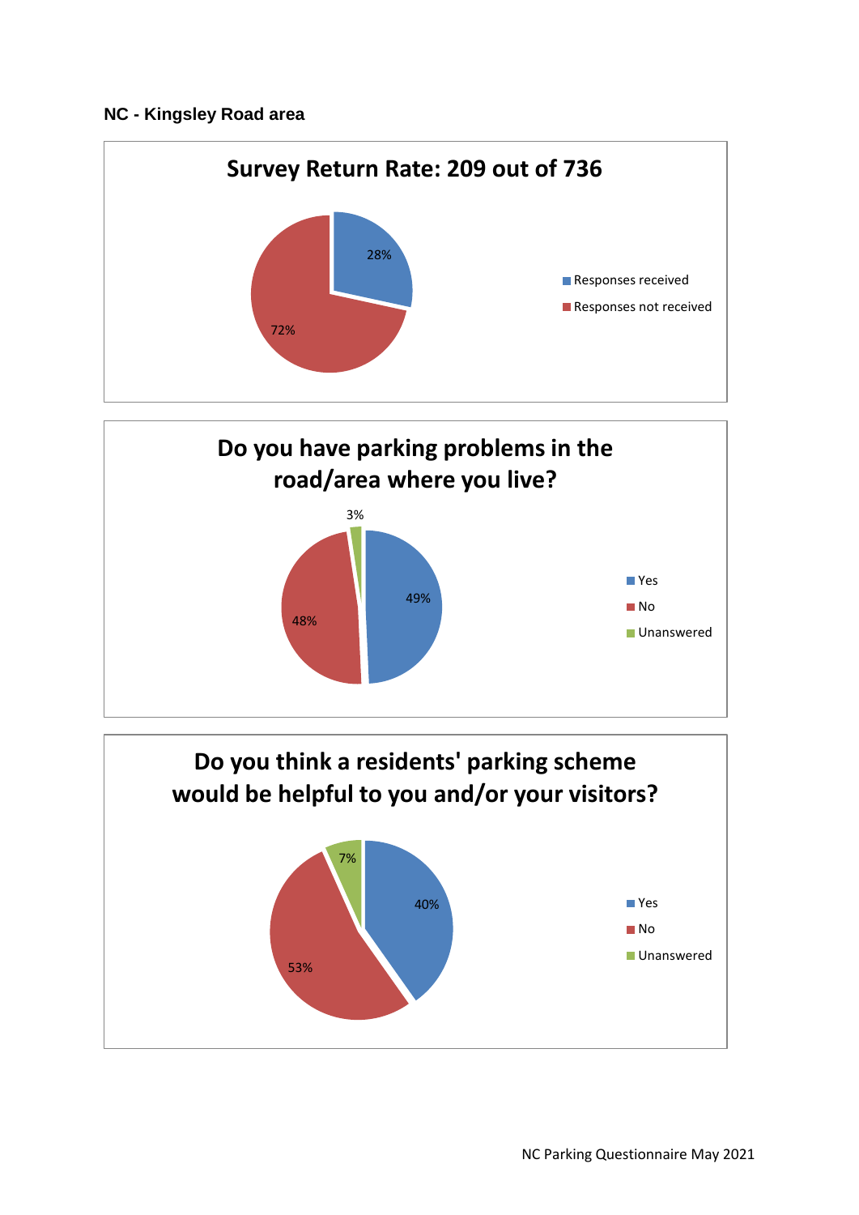**NC - Kingsley Road area**

## Survey Return Rate: 209 out of 736

- Responses received: 28%
- Responses not received: 72%

## Do you have parking problems in the road/area where you live?

- Yes: 49%
- No: 48%
- Unanswered: 3%

## Do you think a residents' parking scheme would be helpful to you and/or your visitors?

- Yes: 40%
- No: 53%
- Unanswered: 7%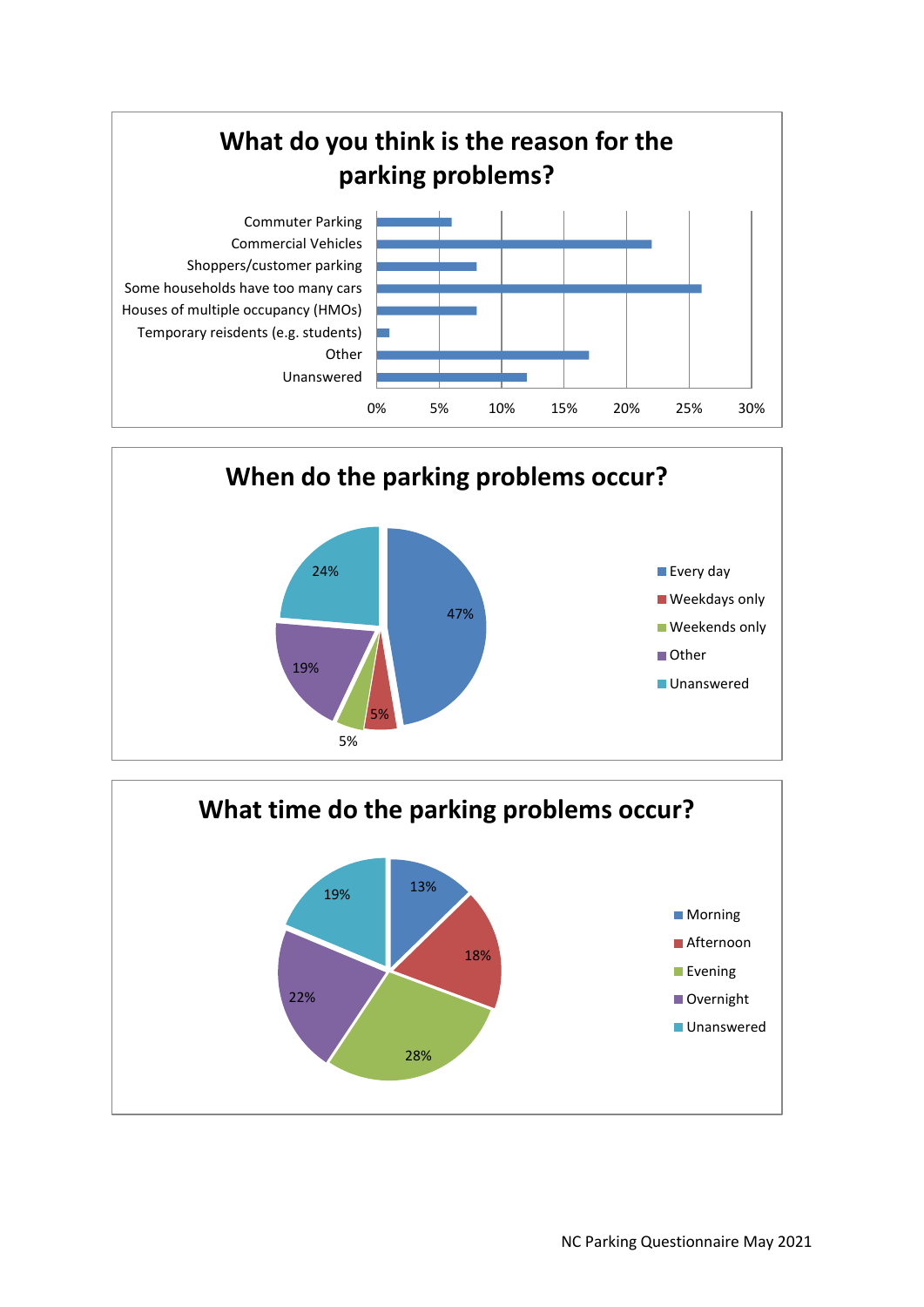## What do you think is the reason for the parking problems?

| Reason | Percentage (approx.) |
|---|---|
| Commuter Parking | 6% |
| Commercial Vehicles | 22% |
| Shoppers/customer parking | 8% |
| Some households have too many cars | 26% |
| Houses of multiple occupancy (HMOs) | 8% |
| Temporary reisdents (e.g. students) | 1% |
| Other | 17% |
| Unanswered | 12% |

## When do the parking problems occur?

| Response | Percentage |
|---|---|
| Every day | 47% |
| Weekdays only | 5% |
| Weekends only | 5% |
| Other | 19% |
| Unanswered | 24% |

## What time do the parking problems occur?

| Response | Percentage |
|---|---|
| Morning | 13% |
| Afternoon | 18% |
| Evening | 28% |
| Overnight | 22% |
| Unanswered | 19% |

NC Parking Questionnaire May 2021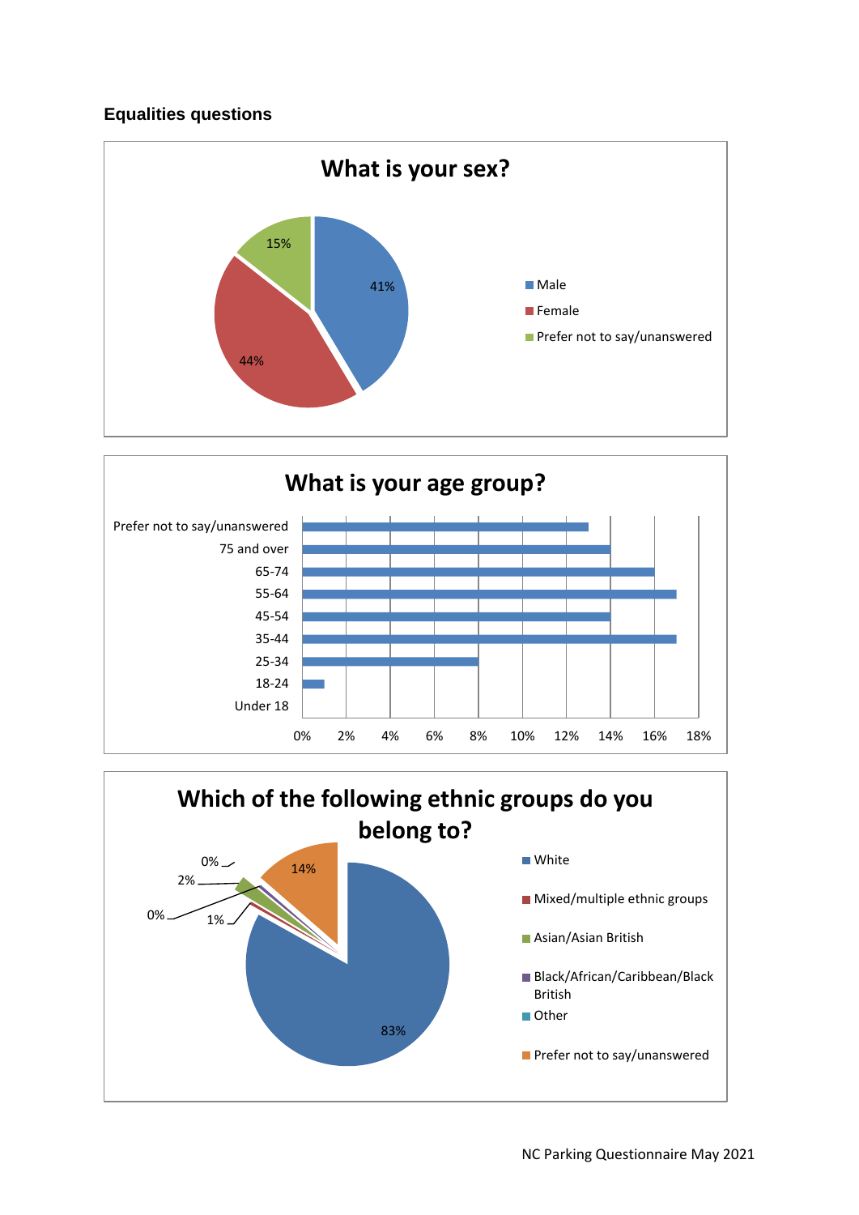### Equalities questions

**What is your sex?**

| Response | % |
|---|---|
| Male | 41% |
| Female | 44% |
| Prefer not to say/unanswered | 15% |

**What is your age group?**

| Age group | % |
|---|---|
| Prefer not to say/unanswered | 13% |
| 75 and over | 14% |
| 65-74 | 16% |
| 55-64 | 17% |
| 45-54 | 14% |
| 35-44 | 17% |
| 25-34 | 8% |
| 18-24 | 1% |
| Under 18 | 0% |

**Which of the following ethnic groups do you belong to?**

| Ethnic group | % |
|---|---|
| White | 83% |
| Mixed/multiple ethnic groups | 1% |
| Asian/Asian British | 2% |
| Black/African/Caribbean/Black British | 0% |
| Other | 0% |
| Prefer not to say/unanswered | 14% |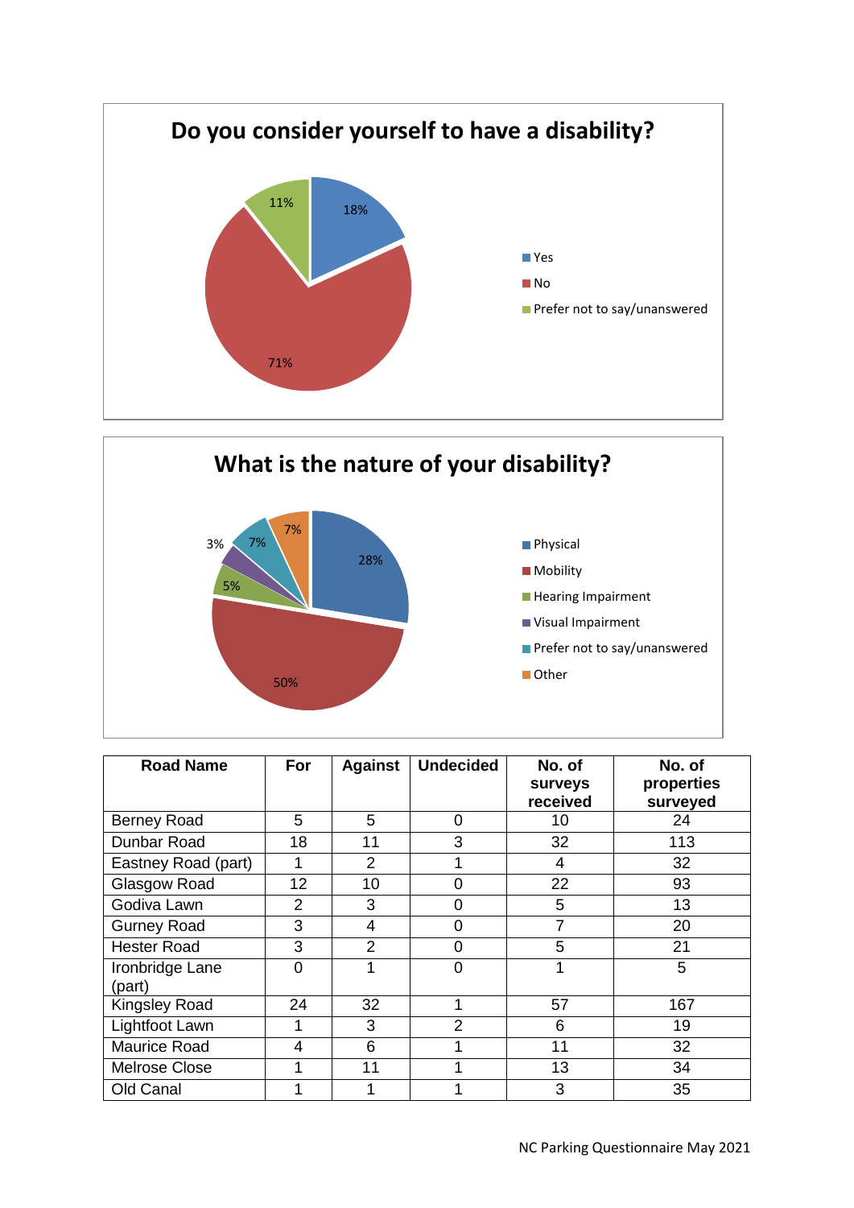## Do you consider yourself to have a disability?

- Yes: 18%
- No: 71%
- Prefer not to say/unanswered: 11%

## What is the nature of your disability?

- Physical: 28%
- Mobility: 50%
- Hearing Impairment: 5%
- Visual Impairment: 3%
- Prefer not to say/unanswered: 7%
- Other: 7%

| Road Name | For | Against | Undecided | No. of surveys received | No. of properties surveyed |
|---|---|---|---|---|---|
| Berney Road | 5 | 5 | 0 | 10 | 24 |
| Dunbar Road | 18 | 11 | 3 | 32 | 113 |
| Eastney Road (part) | 1 | 2 | 1 | 4 | 32 |
| Glasgow Road | 12 | 10 | 0 | 22 | 93 |
| Godiva Lawn | 2 | 3 | 0 | 5 | 13 |
| Gurney Road | 3 | 4 | 0 | 7 | 20 |
| Hester Road | 3 | 2 | 0 | 5 | 21 |
| Ironbridge Lane (part) | 0 | 1 | 0 | 1 | 5 |
| Kingsley Road | 24 | 32 | 1 | 57 | 167 |
| Lightfoot Lawn | 1 | 3 | 2 | 6 | 19 |
| Maurice Road | 4 | 6 | 1 | 11 | 32 |
| Melrose Close | 1 | 11 | 1 | 13 | 34 |
| Old Canal | 1 | 1 | 1 | 3 | 35 |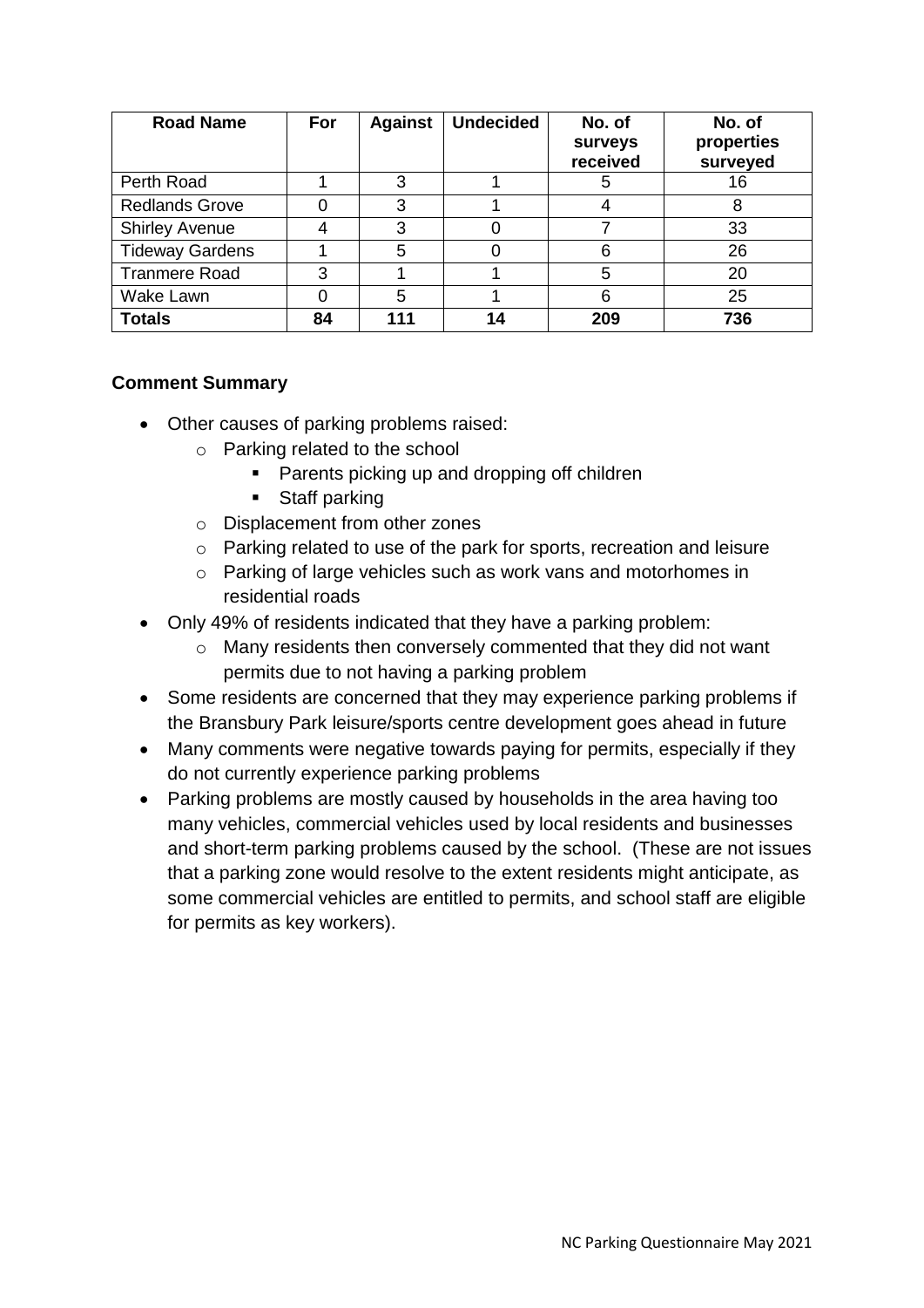| Road Name | For | Against | Undecided | No. of surveys received | No. of properties surveyed |
|---|---|---|---|---|---|
| Perth Road | 1 | 3 | 1 | 5 | 16 |
| Redlands Grove | 0 | 3 | 1 | 4 | 8 |
| Shirley Avenue | 4 | 3 | 0 | 7 | 33 |
| Tideway Gardens | 1 | 5 | 0 | 6 | 26 |
| Tranmere Road | 3 | 1 | 1 | 5 | 20 |
| Wake Lawn | 0 | 5 | 1 | 6 | 25 |
| **Totals** | **84** | **111** | **14** | **209** | **736** |

**Comment Summary**

- Other causes of parking problems raised:
  - Parking related to the school
    - Parents picking up and dropping off children
    - Staff parking
  - Displacement from other zones
  - Parking related to use of the park for sports, recreation and leisure
  - Parking of large vehicles such as work vans and motorhomes in residential roads
- Only 49% of residents indicated that they have a parking problem:
  - Many residents then conversely commented that they did not want permits due to not having a parking problem
- Some residents are concerned that they may experience parking problems if the Bransbury Park leisure/sports centre development goes ahead in future
- Many comments were negative towards paying for permits, especially if they do not currently experience parking problems
- Parking problems are mostly caused by households in the area having too many vehicles, commercial vehicles used by local residents and businesses and short-term parking problems caused by the school. (These are not issues that a parking zone would resolve to the extent residents might anticipate, as some commercial vehicles are entitled to permits, and school staff are eligible for permits as key workers).